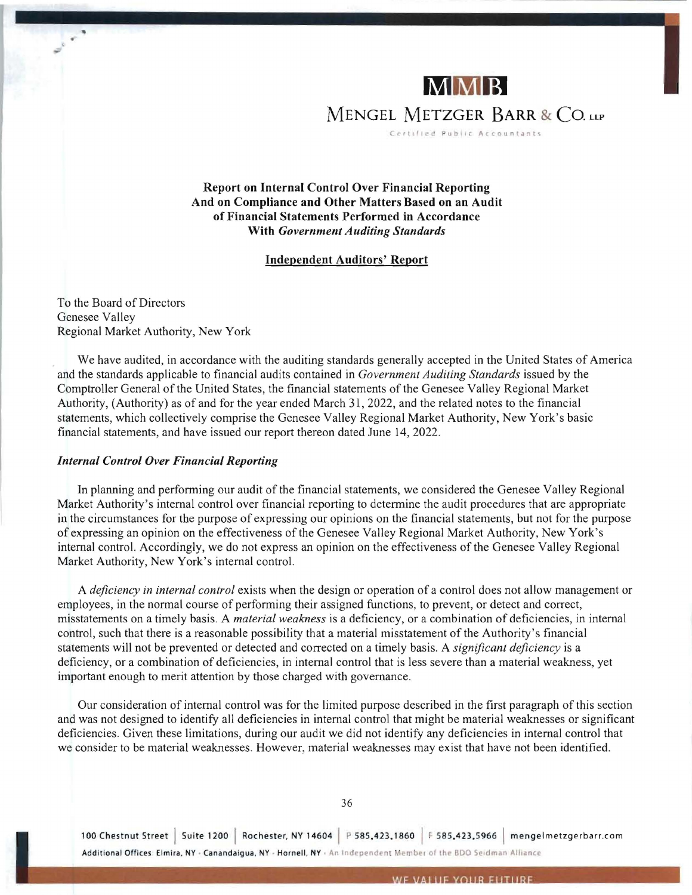**MMB**

**MENGEL METZGER BARR & CO. LLP**

Certified Public Accountants

## Report on Internal Control Over Financial Reporting And on Compliance and Other Matters Based on an Audit of Financial Statements Performed in Accordance With *Government Auditing Standards*

### Independent Auditors' Report

To the Board of Directors
Genesee Valley
Regional Market Authority, New York

We have audited, in accordance with the auditing standards generally accepted in the United States of America and the standards applicable to financial audits contained in *Government Auditing Standards* issued by the Comptroller General of the United States, the financial statements of the Genesee Valley Regional Market Authority, (Authority) as of and for the year ended March 31, 2022, and the related notes to the financial statements, which collectively comprise the Genesee Valley Regional Market Authority, New York's basic financial statements, and have issued our report thereon dated June 14, 2022.

#### *Internal Control Over Financial Reporting*

In planning and performing our audit of the financial statements, we considered the Genesee Valley Regional Market Authority's internal control over financial reporting to determine the audit procedures that are appropriate in the circumstances for the purpose of expressing our opinions on the financial statements, but not for the purpose of expressing an opinion on the effectiveness of the Genesee Valley Regional Market Authority, New York's internal control. Accordingly, we do not express an opinion on the effectiveness of the Genesee Valley Regional Market Authority, New York's internal control.

A *deficiency in internal control* exists when the design or operation of a control does not allow management or employees, in the normal course of performing their assigned functions, to prevent, or detect and correct, misstatements on a timely basis. A *material weakness* is a deficiency, or a combination of deficiencies, in internal control, such that there is a reasonable possibility that a material misstatement of the Authority's financial statements will not be prevented or detected and corrected on a timely basis. A *significant deficiency* is a deficiency, or a combination of deficiencies, in internal control that is less severe than a material weakness, yet important enough to merit attention by those charged with governance.

Our consideration of internal control was for the limited purpose described in the first paragraph of this section and was not designed to identify all deficiencies in internal control that might be material weaknesses or significant deficiencies. Given these limitations, during our audit we did not identify any deficiencies in internal control that we consider to be material weaknesses. However, material weaknesses may exist that have not been identified.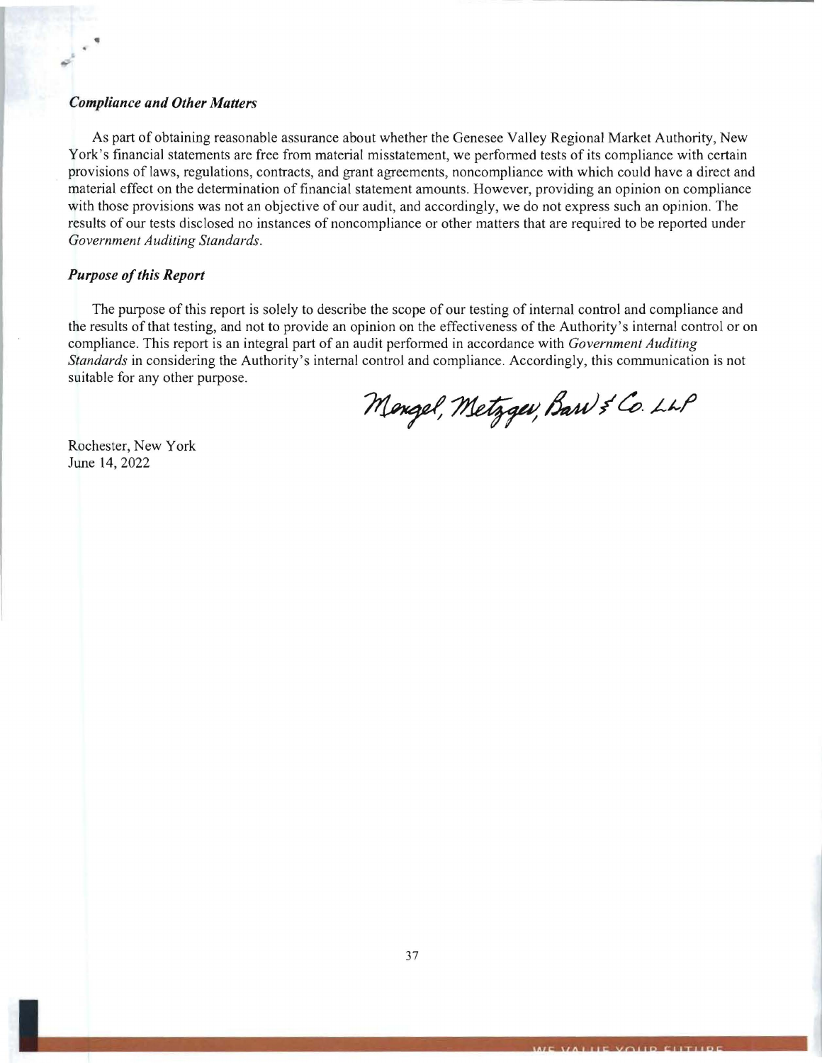### *Compliance and Other Matters*

As part of obtaining reasonable assurance about whether the Genesee Valley Regional Market Authority, New York's financial statements are free from material misstatement, we performed tests of its compliance with certain provisions of laws, regulations, contracts, and grant agreements, noncompliance with which could have a direct and material effect on the determination of financial statement amounts. However, providing an opinion on compliance with those provisions was not an objective of our audit, and accordingly, we do not express such an opinion. The results of our tests disclosed no instances of noncompliance or other matters that are required to be reported under *Government Auditing Standards*.

### *Purpose of this Report*

The purpose of this report is solely to describe the scope of our testing of internal control and compliance and the results of that testing, and not to provide an opinion on the effectiveness of the Authority's internal control or on compliance. This report is an integral part of an audit performed in accordance with *Government Auditing Standards* in considering the Authority's internal control and compliance. Accordingly, this communication is not suitable for any other purpose.

Mengel, Metzger, Barr & Co. LLP

Rochester, New York
June 14, 2022